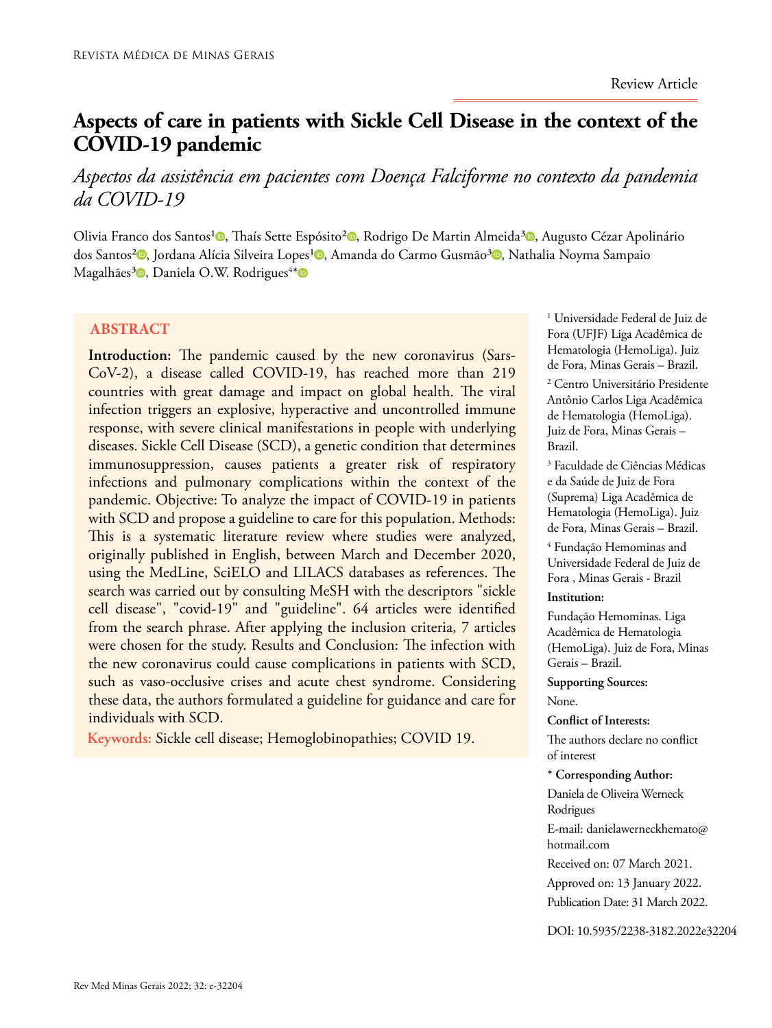Review Article

# Aspects of care in patients with Sickle Cell Disease in the context of the COVID-19 pandemic

## *Aspectos da assistência em pacientes com Doença Falciforme no contexto da pandemia da COVID-19*

Olivia Franco dos Santos[1], Thaís Sette Espósito[2], Rodrigo De Martin Almeida[3], Augusto Cézar Apolinário dos Santos[2], Jordana Alícia Silveira Lopes[1], Amanda do Carmo Gusmão[3], Nathalia Noyma Sampaio Magalhães[3], Daniela O.W. Rodrigues[4*]

## ABSTRACT

**Introduction:** The pandemic caused by the new coronavirus (Sars-CoV-2), a disease called COVID-19, has reached more than 219 countries with great damage and impact on global health. The viral infection triggers an explosive, hyperactive and uncontrolled immune response, with severe clinical manifestations in people with underlying diseases. Sickle Cell Disease (SCD), a genetic condition that determines immunosuppression, causes patients a greater risk of respiratory infections and pulmonary complications within the context of the pandemic. Objective: To analyze the impact of COVID-19 in patients with SCD and propose a guideline to care for this population. Methods: This is a systematic literature review where studies were analyzed, originally published in English, between March and December 2020, using the MedLine, SciELO and LILACS databases as references. The search was carried out by consulting MeSH with the descriptors "sickle cell disease", "covid-19" and "guideline". 64 articles were identified from the search phrase. After applying the inclusion criteria, 7 articles were chosen for the study. Results and Conclusion: The infection with the new coronavirus could cause complications in patients with SCD, such as vaso-occlusive crises and acute chest syndrome. Considering these data, the authors formulated a guideline for guidance and care for individuals with SCD.

**Keywords:** Sickle cell disease; Hemoglobinopathies; COVID 19.

[1] Universidade Federal de Juiz de Fora (UFJF) Liga Acadêmica de Hematologia (HemoLiga). Juiz de Fora, Minas Gerais – Brazil.

[2] Centro Universitário Presidente Antônio Carlos Liga Acadêmica de Hematologia (HemoLiga). Juiz de Fora, Minas Gerais – Brazil.

[3] Faculdade de Ciências Médicas e da Saúde de Juiz de Fora (Suprema) Liga Acadêmica de Hematologia (HemoLiga). Juiz de Fora, Minas Gerais – Brazil.

[4] Fundação Hemominas and Universidade Federal de Juiz de Fora , Minas Gerais - Brazil

**Institution:**

Fundação Hemominas. Liga Acadêmica de Hematologia (HemoLiga). Juiz de Fora, Minas Gerais – Brazil.

**Supporting Sources:**

None.

**Conflict of Interests:**

The authors declare no conflict of interest

**\* Corresponding Author:**

Daniela de Oliveira Werneck Rodrigues

E-mail: danielawerneckhemato@hotmail.com

Received on: 07 March 2021.

Approved on: 13 January 2022.

Publication Date: 31 March 2022.

DOI: 10.5935/2238-3182.2022e32204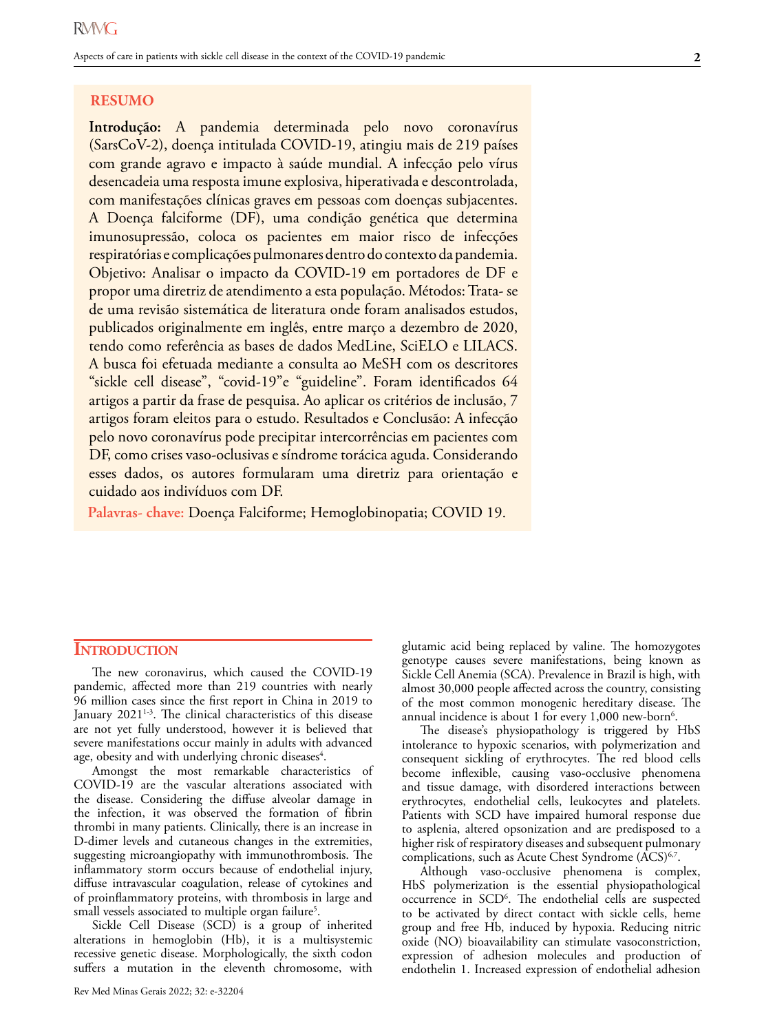## RESUMO

**Introdução:** A pandemia determinada pelo novo coronavírus (SarsCoV-2), doença intitulada COVID-19, atingiu mais de 219 países com grande agravo e impacto à saúde mundial. A infecção pelo vírus desencadeia uma resposta imune explosiva, hiperativada e descontrolada, com manifestações clínicas graves em pessoas com doenças subjacentes. A Doença falciforme (DF), uma condição genética que determina imunosupressão, coloca os pacientes em maior risco de infecções respiratórias e complicações pulmonares dentro do contexto da pandemia. Objetivo: Analisar o impacto da COVID-19 em portadores de DF e propor uma diretriz de atendimento a esta população. Métodos: Trata- se de uma revisão sistemática de literatura onde foram analisados estudos, publicados originalmente em inglês, entre março a dezembro de 2020, tendo como referência as bases de dados MedLine, SciELO e LILACS. A busca foi efetuada mediante a consulta ao MeSH com os descritores "sickle cell disease", "covid-19"e "guideline". Foram identificados 64 artigos a partir da frase de pesquisa. Ao aplicar os critérios de inclusão, 7 artigos foram eleitos para o estudo. Resultados e Conclusão: A infecção pelo novo coronavírus pode precipitar intercorrências em pacientes com DF, como crises vaso-oclusivas e síndrome torácica aguda. Considerando esses dados, os autores formularam uma diretriz para orientação e cuidado aos indivíduos com DF.

**Palavras- chave:** Doença Falciforme; Hemoglobinopatia; COVID 19.

## INTRODUCTION

The new coronavirus, which caused the COVID-19 pandemic, affected more than 219 countries with nearly 96 million cases since the first report in China in 2019 to January 2021[1-3]. The clinical characteristics of this disease are not yet fully understood, however it is believed that severe manifestations occur mainly in adults with advanced age, obesity and with underlying chronic diseases[4].

Amongst the most remarkable characteristics of COVID-19 are the vascular alterations associated with the disease. Considering the diffuse alveolar damage in the infection, it was observed the formation of fibrin thrombi in many patients. Clinically, there is an increase in D-dimer levels and cutaneous changes in the extremities, suggesting microangiopathy with immunothrombosis. The inflammatory storm occurs because of endothelial injury, diffuse intravascular coagulation, release of cytokines and of proinflammatory proteins, with thrombosis in large and small vessels associated to multiple organ failure[5].

Sickle Cell Disease (SCD) is a group of inherited alterations in hemoglobin (Hb), it is a multisystemic recessive genetic disease. Morphologically, the sixth codon suffers a mutation in the eleventh chromosome, with glutamic acid being replaced by valine. The homozygotes genotype causes severe manifestations, being known as Sickle Cell Anemia (SCA). Prevalence in Brazil is high, with almost 30,000 people affected across the country, consisting of the most common monogenic hereditary disease. The annual incidence is about 1 for every 1,000 new-born[6].

The disease's physiopathology is triggered by HbS intolerance to hypoxic scenarios, with polymerization and consequent sickling of erythrocytes. The red blood cells become inflexible, causing vaso-occlusive phenomena and tissue damage, with disordered interactions between erythrocytes, endothelial cells, leukocytes and platelets. Patients with SCD have impaired humoral response due to asplenia, altered opsonization and are predisposed to a higher risk of respiratory diseases and subsequent pulmonary complications, such as Acute Chest Syndrome (ACS)[6,7].

Although vaso-occlusive phenomena is complex, HbS polymerization is the essential physiopathological occurrence in SCD[6]. The endothelial cells are suspected to be activated by direct contact with sickle cells, heme group and free Hb, induced by hypoxia. Reducing nitric oxide (NO) bioavailability can stimulate vasoconstriction, expression of adhesion molecules and production of endothelin 1. Increased expression of endothelial adhesion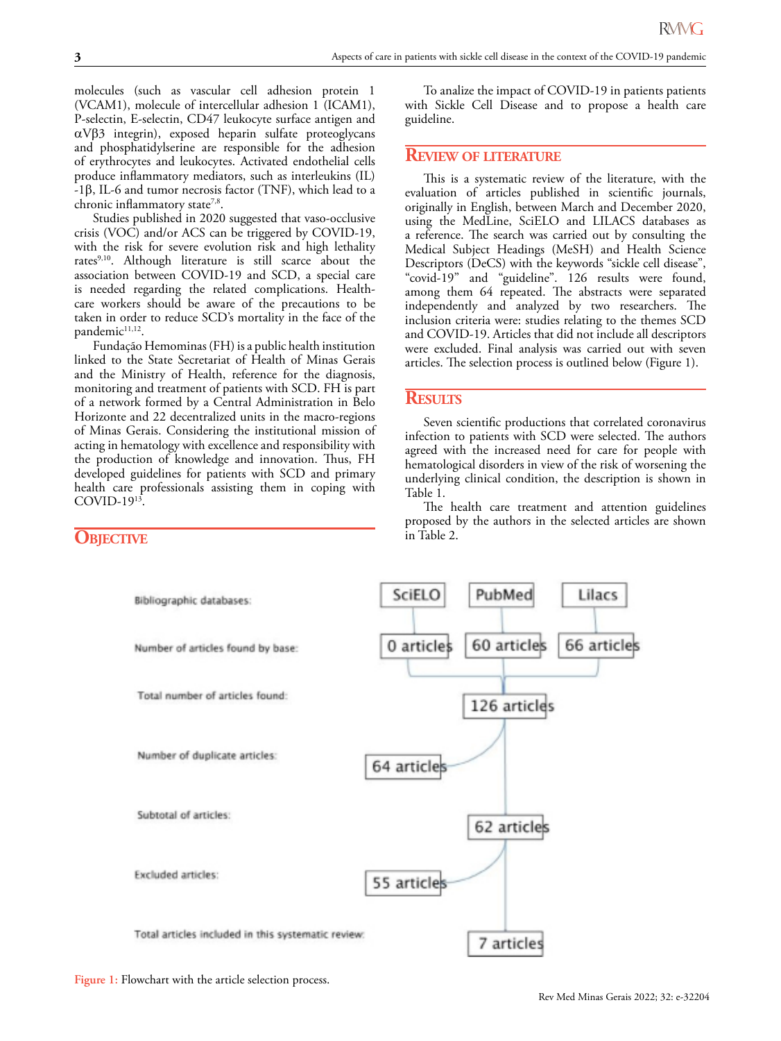molecules (such as vascular cell adhesion protein 1 (VCAM1), molecule of intercellular adhesion 1 (ICAM1), P-selectin, E-selectin, CD47 leukocyte surface antigen and $\alpha V\beta 3$ integrin), exposed heparin sulfate proteoglycans and phosphatidylserine are responsible for the adhesion of erythrocytes and leukocytes. Activated endothelial cells produce inflammatory mediators, such as interleukins (IL) -1β, IL-6 and tumor necrosis factor (TNF), which lead to a chronic inflammatory state[7,8].

Studies published in 2020 suggested that vaso-occlusive crisis (VOC) and/or ACS can be triggered by COVID-19, with the risk for severe evolution risk and high lethality rates[9,10]. Although literature is still scarce about the association between COVID-19 and SCD, a special care is needed regarding the related complications. Health-care workers should be aware of the precautions to be taken in order to reduce SCD's mortality in the face of the pandemic[11,12].

Fundação Hemominas (FH) is a public health institution linked to the State Secretariat of Health of Minas Gerais and the Ministry of Health, reference for the diagnosis, monitoring and treatment of patients with SCD. FH is part of a network formed by a Central Administration in Belo Horizonte and 22 decentralized units in the macro-regions of Minas Gerais. Considering the institutional mission of acting in hematology with excellence and responsibility with the production of knowledge and innovation. Thus, FH developed guidelines for patients with SCD and primary health care professionals assisting them in coping with COVID-19[13].

## Objective

To analize the impact of COVID-19 in patients patients with Sickle Cell Disease and to propose a health care guideline.

## Review of literature

This is a systematic review of the literature, with the evaluation of articles published in scientific journals, originally in English, between March and December 2020, using the MedLine, SciELO and LILACS databases as a reference. The search was carried out by consulting the Medical Subject Headings (MeSH) and Health Science Descriptors (DeCS) with the keywords "sickle cell disease", "covid-19" and "guideline". 126 results were found, among them 64 repeated. The abstracts were separated independently and analyzed by two researchers. The inclusion criteria were: studies relating to the themes SCD and COVID-19. Articles that did not include all descriptors were excluded. Final analysis was carried out with seven articles. The selection process is outlined below (Figure 1).

## Results

Seven scientific productions that correlated coronavirus infection to patients with SCD were selected. The authors agreed with the increased need for care for people with hematological disorders in view of the risk of worsening the underlying clinical condition, the description is shown in Table 1.

The health care treatment and attention guidelines proposed by the authors in the selected articles are shown in Table 2.

Bibliographic databases: SciELO | PubMed | Lilacs

Number of articles found by base: 0 articles | 60 articles | 66 articles

Total number of articles found: 126 articles

Number of duplicate articles: 64 articles

Subtotal of articles: 62 articles

Excluded articles: 55 articles

Total articles included in this systematic review: 7 articles

Figure 1: Flowchart with the article selection process.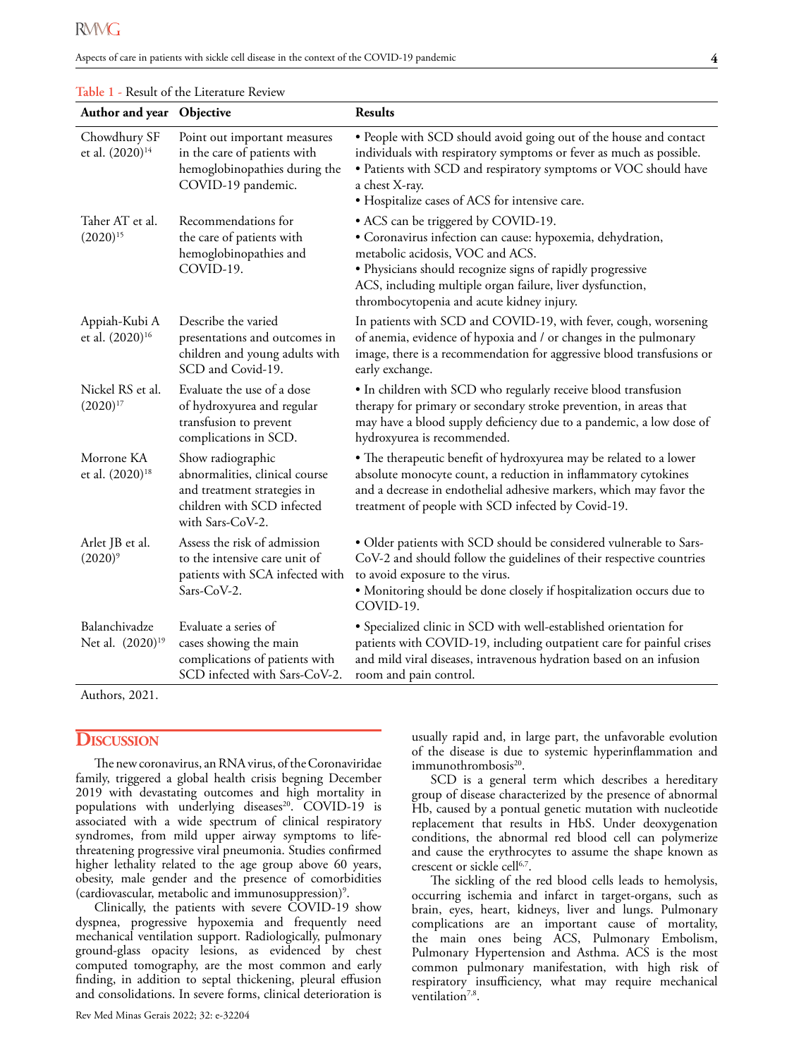**Table 1 -** Result of the Literature Review

| Author and year | Objective | Results |
|---|---|---|
| Chowdhury SF et al. (2020)[14] | Point out important measures in the care of patients with hemoglobinopathies during the COVID-19 pandemic. | • People with SCD should avoid going out of the house and contact individuals with respiratory symptoms or fever as much as possible. • Patients with SCD and respiratory symptoms or VOC should have a chest X-ray. • Hospitalize cases of ACS for intensive care. |
| Taher AT et al. (2020)[15] | Recommendations for the care of patients with hemoglobinopathies and COVID-19. | • ACS can be triggered by COVID-19. • Coronavirus infection can cause: hypoxemia, dehydration, metabolic acidosis, VOC and ACS. • Physicians should recognize signs of rapidly progressive ACS, including multiple organ failure, liver dysfunction, thrombocytopenia and acute kidney injury. |
| Appiah-Kubi A et al. (2020)[16] | Describe the varied presentations and outcomes in children and young adults with SCD and Covid-19. | In patients with SCD and COVID-19, with fever, cough, worsening of anemia, evidence of hypoxia and / or changes in the pulmonary image, there is a recommendation for aggressive blood transfusions or early exchange. |
| Nickel RS et al. (2020)[17] | Evaluate the use of a dose of hydroxyurea and regular transfusion to prevent complications in SCD. | • In children with SCD who regularly receive blood transfusion therapy for primary or secondary stroke prevention, in areas that may have a blood supply deficiency due to a pandemic, a low dose of hydroxyurea is recommended. |
| Morrone KA et al. (2020)[18] | Show radiographic abnormalities, clinical course and treatment strategies in children with SCD infected with Sars-CoV-2. | • The therapeutic benefit of hydroxyurea may be related to a lower absolute monocyte count, a reduction in inflammatory cytokines and a decrease in endothelial adhesive markers, which may favor the treatment of people with SCD infected by Covid-19. |
| Arlet JB et al. (2020)[9] | Assess the risk of admission to the intensive care unit of patients with SCA infected with Sars-CoV-2. | • Older patients with SCD should be considered vulnerable to Sars-CoV-2 and should follow the guidelines of their respective countries to avoid exposure to the virus. • Monitoring should be done closely if hospitalization occurs due to COVID-19. |
| Balanchivadze Net al. (2020)[19] | Evaluate a series of cases showing the main complications of patients with SCD infected with Sars-CoV-2. | • Specialized clinic in SCD with well-established orientation for patients with COVID-19, including outpatient care for painful crises and mild viral diseases, intravenous hydration based on an infusion room and pain control. |

Authors, 2021.

## DISCUSSION

The new coronavirus, an RNA virus, of the Coronaviridae family, triggered a global health crisis begning December 2019 with devastating outcomes and high mortality in populations with underlying diseases[20]. COVID-19 is associated with a wide spectrum of clinical respiratory syndromes, from mild upper airway symptoms to life-threatening progressive viral pneumonia. Studies confirmed higher lethality related to the age group above 60 years, obesity, male gender and the presence of comorbidities (cardiovascular, metabolic and immunosuppression)[9].

Clinically, the patients with severe COVID-19 show dyspnea, progressive hypoxemia and frequently need mechanical ventilation support. Radiologically, pulmonary ground-glass opacity lesions, as evidenced by chest computed tomography, are the most common and early finding, in addition to septal thickening, pleural effusion and consolidations. In severe forms, clinical deterioration is usually rapid and, in large part, the unfavorable evolution of the disease is due to systemic hyperinflammation and immunothrombosis[20].

SCD is a general term which describes a hereditary group of disease characterized by the presence of abnormal Hb, caused by a pontual genetic mutation with nucleotide replacement that results in HbS. Under deoxygenation conditions, the abnormal red blood cell can polymerize and cause the erythrocytes to assume the shape known as crescent or sickle cell[6,7].

The sickling of the red blood cells leads to hemolysis, occurring ischemia and infarct in target-organs, such as brain, eyes, heart, kidneys, liver and lungs. Pulmonary complications are an important cause of mortality, the main ones being ACS, Pulmonary Embolism, Pulmonary Hypertension and Asthma. ACS is the most common pulmonary manifestation, with high risk of respiratory insufficiency, what may require mechanical ventilation[7,8].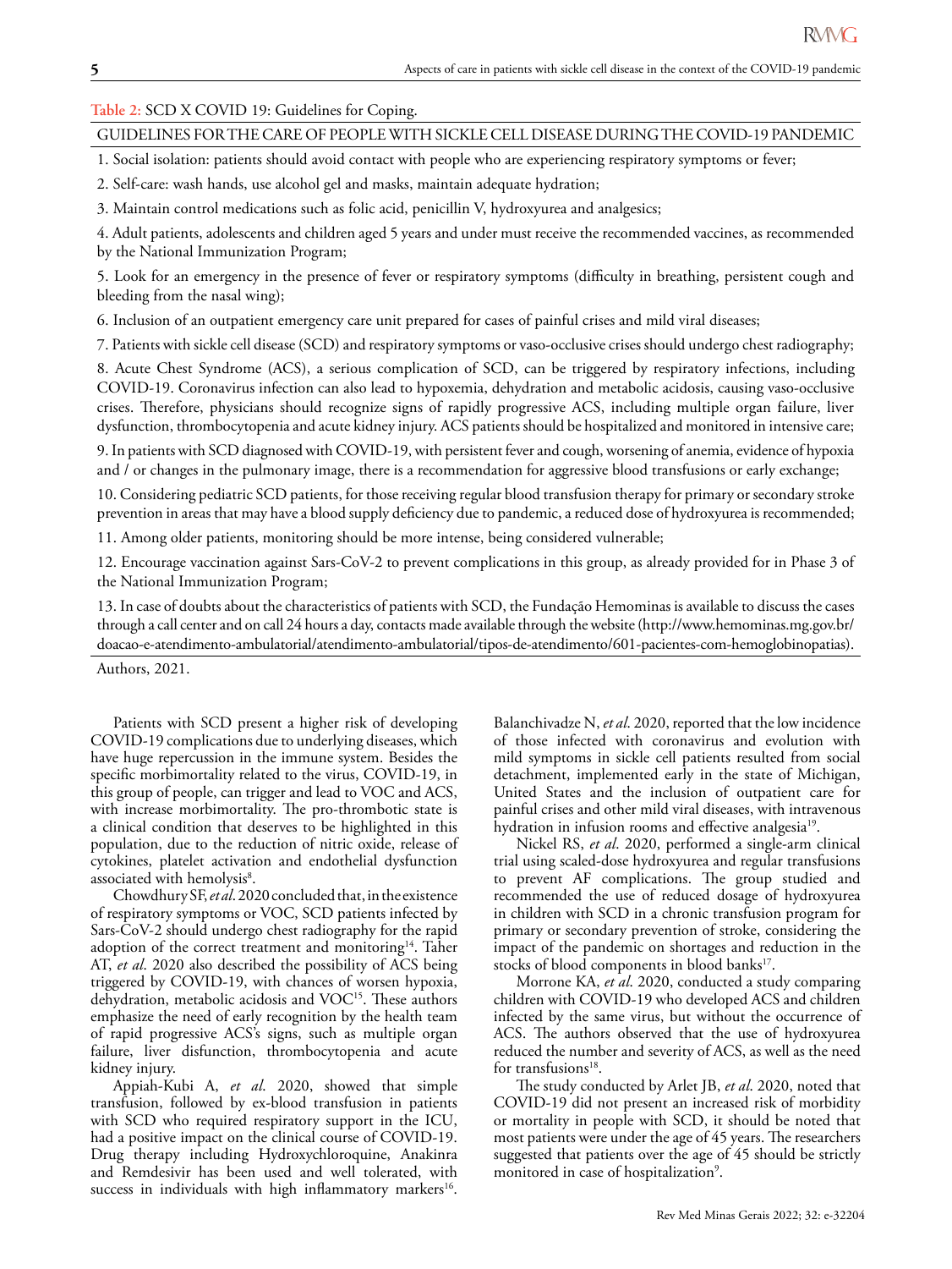**Table 2:** SCD X COVID 19: Guidelines for Coping.

| GUIDELINES FOR THE CARE OF PEOPLE WITH SICKLE CELL DISEASE DURING THE COVID-19 PANDEMIC |
| --- |
| 1. Social isolation: patients should avoid contact with people who are experiencing respiratory symptoms or fever; |
| 2. Self-care: wash hands, use alcohol gel and masks, maintain adequate hydration; |
| 3. Maintain control medications such as folic acid, penicillin V, hydroxyurea and analgesics; |
| 4. Adult patients, adolescents and children aged 5 years and under must receive the recommended vaccines, as recommended by the National Immunization Program; |
| 5. Look for an emergency in the presence of fever or respiratory symptoms (difficulty in breathing, persistent cough and bleeding from the nasal wing); |
| 6. Inclusion of an outpatient emergency care unit prepared for cases of painful crises and mild viral diseases; |
| 7. Patients with sickle cell disease (SCD) and respiratory symptoms or vaso-occlusive crises should undergo chest radiography; |
| 8. Acute Chest Syndrome (ACS), a serious complication of SCD, can be triggered by respiratory infections, including COVID-19. Coronavirus infection can also lead to hypoxemia, dehydration and metabolic acidosis, causing vaso-occlusive crises. Therefore, physicians should recognize signs of rapidly progressive ACS, including multiple organ failure, liver dysfunction, thrombocytopenia and acute kidney injury. ACS patients should be hospitalized and monitored in intensive care; |
| 9. In patients with SCD diagnosed with COVID-19, with persistent fever and cough, worsening of anemia, evidence of hypoxia and / or changes in the pulmonary image, there is a recommendation for aggressive blood transfusions or early exchange; |
| 10. Considering pediatric SCD patients, for those receiving regular blood transfusion therapy for primary or secondary stroke prevention in areas that may have a blood supply deficiency due to pandemic, a reduced dose of hydroxyurea is recommended; |
| 11. Among older patients, monitoring should be more intense, being considered vulnerable; |
| 12. Encourage vaccination against Sars-CoV-2 to prevent complications in this group, as already provided for in Phase 3 of the National Immunization Program; |
| 13. In case of doubts about the characteristics of patients with SCD, the Fundação Hemominas is available to discuss the cases through a call center and on call 24 hours a day, contacts made available through the website (http://www.hemominas.mg.gov.br/doacao-e-atendimento-ambulatorial/atendimento-ambulatorial/tipos-de-atendimento/601-pacientes-com-hemoglobinopatias). |

Authors, 2021.

Patients with SCD present a higher risk of developing COVID-19 complications due to underlying diseases, which have huge repercussion in the immune system. Besides the specific morbimortality related to the virus, COVID-19, in this group of people, can trigger and lead to VOC and ACS, with increase morbimortality. The pro-thrombotic state is a clinical condition that deserves to be highlighted in this population, due to the reduction of nitric oxide, release of cytokines, platelet activation and endothelial dysfunction associated with hemolysis[8].

Chowdhury SF, *et al*. 2020 concluded that, in the existence of respiratory symptoms or VOC, SCD patients infected by Sars-CoV-2 should undergo chest radiography for the rapid adoption of the correct treatment and monitoring[14]. Taher AT, *et al*. 2020 also described the possibility of ACS being triggered by COVID-19, with chances of worsen hypoxia, dehydration, metabolic acidosis and VOC[15]. These authors emphasize the need of early recognition by the health team of rapid progressive ACS's signs, such as multiple organ failure, liver disfunction, thrombocytopenia and acute kidney injury.

Appiah-Kubi A, *et al*. 2020, showed that simple transfusion, followed by ex-blood transfusion in patients with SCD who required respiratory support in the ICU, had a positive impact on the clinical course of COVID-19. Drug therapy including Hydroxychloroquine, Anakinra and Remdesivir has been used and well tolerated, with success in individuals with high inflammatory markers[16]. Balanchivadze N, *et al*. 2020, reported that the low incidence of those infected with coronavirus and evolution with mild symptoms in sickle cell patients resulted from social detachment, implemented early in the state of Michigan, United States and the inclusion of outpatient care for painful crises and other mild viral diseases, with intravenous hydration in infusion rooms and effective analgesia[19].

Nickel RS, *et al*. 2020, performed a single-arm clinical trial using scaled-dose hydroxyurea and regular transfusions to prevent AF complications. The group studied and recommended the use of reduced dosage of hydroxyurea in children with SCD in a chronic transfusion program for primary or secondary prevention of stroke, considering the impact of the pandemic on shortages and reduction in the stocks of blood components in blood banks[17].

Morrone KA, *et al*. 2020, conducted a study comparing children with COVID-19 who developed ACS and children infected by the same virus, but without the occurrence of ACS. The authors observed that the use of hydroxyurea reduced the number and severity of ACS, as well as the need for transfusions[18].

The study conducted by Arlet JB, *et al*. 2020, noted that COVID-19 did not present an increased risk of morbidity or mortality in people with SCD, it should be noted that most patients were under the age of 45 years. The researchers suggested that patients over the age of 45 should be strictly monitored in case of hospitalization[9].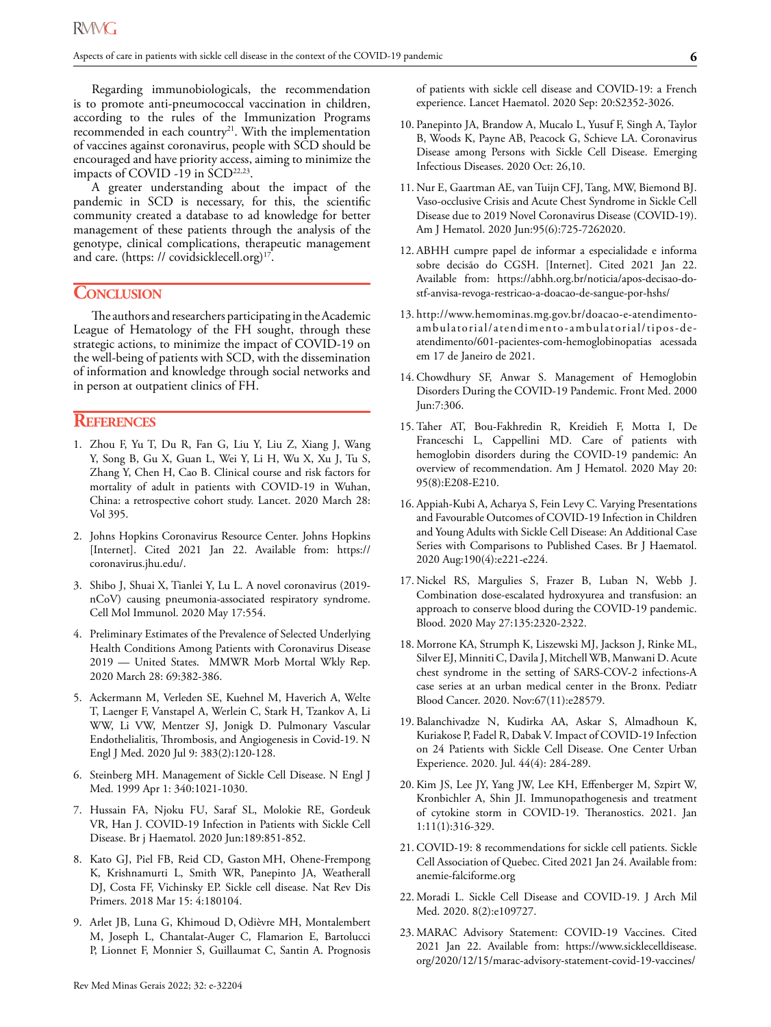Regarding immunobiologicals, the recommendation is to promote anti-pneumococcal vaccination in children, according to the rules of the Immunization Programs recommended in each country[21]. With the implementation of vaccines against coronavirus, people with SCD should be encouraged and have priority access, aiming to minimize the impacts of COVID -19 in SCD[22,23].

A greater understanding about the impact of the pandemic in SCD is necessary, for this, the scientific community created a database to ad knowledge for better management of these patients through the analysis of the genotype, clinical complications, therapeutic management and care. (https: // covidsicklecell.org)[17].

## Conclusion

The authors and researchers participating in the Academic League of Hematology of the FH sought, through these strategic actions, to minimize the impact of COVID-19 on the well-being of patients with SCD, with the dissemination of information and knowledge through social networks and in person at outpatient clinics of FH.

## References

1. Zhou F, Yu T, Du R, Fan G, Liu Y, Liu Z, Xiang J, Wang Y, Song B, Gu X, Guan L, Wei Y, Li H, Wu X, Xu J, Tu S, Zhang Y, Chen H, Cao B. Clinical course and risk factors for mortality of adult in patients with COVID-19 in Wuhan, China: a retrospective cohort study. Lancet. 2020 March 28: Vol 395.

2. Johns Hopkins Coronavirus Resource Center. Johns Hopkins [Internet]. Cited 2021 Jan 22. Available from: https://coronavirus.jhu.edu/.

3. Shibo J, Shuai X, Tianlei Y, Lu L. A novel coronavirus (2019-nCoV) causing pneumonia-associated respiratory syndrome. Cell Mol Immunol. 2020 May 17:554.

4. Preliminary Estimates of the Prevalence of Selected Underlying Health Conditions Among Patients with Coronavirus Disease 2019 — United States. MMWR Morb Mortal Wkly Rep. 2020 March 28: 69:382-386.

5. Ackermann M, Verleden SE, Kuehnel M, Haverich A, Welte T, Laenger F, Vanstapel A, Werlein C, Stark H, Tzankov A, Li WW, Li VW, Mentzer SJ, Jonigk D. Pulmonary Vascular Endothelialitis, Thrombosis, and Angiogenesis in Covid-19. N Engl J Med. 2020 Jul 9: 383(2):120-128.

6. Steinberg MH. Management of Sickle Cell Disease. N Engl J Med. 1999 Apr 1: 340:1021-1030.

7. Hussain FA, Njoku FU, Saraf SL, Molokie RE, Gordeuk VR, Han J. COVID-19 Infection in Patients with Sickle Cell Disease. Br j Haematol. 2020 Jun:189:851-852.

8. Kato GJ, Piel FB, Reid CD, Gaston MH, Ohene-Frempong K, Krishnamurti L, Smith WR, Panepinto JA, Weatherall DJ, Costa FF, Vichinsky EP. Sickle cell disease. Nat Rev Dis Primers. 2018 Mar 15: 4:180104.

9. Arlet JB, Luna G, Khimoud D, Odièvre MH, Montalembert M, Joseph L, Chantalat-Auger C, Flamarion E, Bartolucci P, Lionnet F, Monnier S, Guillaumat C, Santin A. Prognosis of patients with sickle cell disease and COVID-19: a French experience. Lancet Haematol. 2020 Sep: 20:S2352-3026.

10. Panepinto JA, Brandow A, Mucalo L, Yusuf F, Singh A, Taylor B, Woods K, Payne AB, Peacock G, Schieve LA. Coronavirus Disease among Persons with Sickle Cell Disease. Emerging Infectious Diseases. 2020 Oct: 26,10.

11. Nur E, Gaartman AE, van Tuijn CFJ, Tang, MW, Biemond BJ. Vaso-occlusive Crisis and Acute Chest Syndrome in Sickle Cell Disease due to 2019 Novel Coronavirus Disease (COVID-19). Am J Hematol. 2020 Jun:95(6):725-7262020.

12. ABHH cumpre papel de informar a especialidade e informa sobre decisão do CGSH. [Internet]. Cited 2021 Jan 22. Available from: https://abhh.org.br/noticia/apos-decisao-do-stf-anvisa-revoga-restricao-a-doacao-de-sangue-por-hshs/

13. http://www.hemominas.mg.gov.br/doacao-e-atendimento-ambulatorial/atendimento-ambulatorial/tipos-de-atendimento/601-pacientes-com-hemoglobinopatias acessada em 17 de Janeiro de 2021.

14. Chowdhury SF, Anwar S. Management of Hemoglobin Disorders During the COVID-19 Pandemic. Front Med. 2000 Jun:7:306.

15. Taher AT, Bou-Fakhredin R, Kreidieh F, Motta I, De Franceschi L, Cappellini MD. Care of patients with hemoglobin disorders during the COVID-19 pandemic: An overview of recommendation. Am J Hematol. 2020 May 20: 95(8):E208-E210.

16. Appiah-Kubi A, Acharya S, Fein Levy C. Varying Presentations and Favourable Outcomes of COVID-19 Infection in Children and Young Adults with Sickle Cell Disease: An Additional Case Series with Comparisons to Published Cases. Br J Haematol. 2020 Aug:190(4):e221-e224.

17. Nickel RS, Margulies S, Frazer B, Luban N, Webb J. Combination dose-escalated hydroxyurea and transfusion: an approach to conserve blood during the COVID-19 pandemic. Blood. 2020 May 27:135:2320-2322.

18. Morrone KA, Strumph K, Liszewski MJ, Jackson J, Rinke ML, Silver EJ, Minniti C, Davila J, Mitchell WB, Manwani D. Acute chest syndrome in the setting of SARS-COV-2 infections-A case series at an urban medical center in the Bronx. Pediatr Blood Cancer. 2020. Nov:67(11):e28579.

19. Balanchivadze N, Kudirka AA, Askar S, Almadhoun K, Kuriakose P, Fadel R, Dabak V. Impact of COVID-19 Infection on 24 Patients with Sickle Cell Disease. One Center Urban Experience. 2020. Jul. 44(4): 284-289.

20. Kim JS, Lee JY, Yang JW, Lee KH, Effenberger M, Szpirt W, Kronbichler A, Shin JI. Immunopathogenesis and treatment of cytokine storm in COVID-19. Theranostics. 2021. Jan 1:11(1):316-329.

21. COVID-19: 8 recommendations for sickle cell patients. Sickle Cell Association of Quebec. Cited 2021 Jan 24. Available from: anemie-falciforme.org

22. Moradi L. Sickle Cell Disease and COVID-19. J Arch Mil Med. 2020. 8(2):e109727.

23. MARAC Advisory Statement: COVID-19 Vaccines. Cited 2021 Jan 22. Available from: https://www.sicklecelldisease.org/2020/12/15/marac-advisory-statement-covid-19-vaccines/